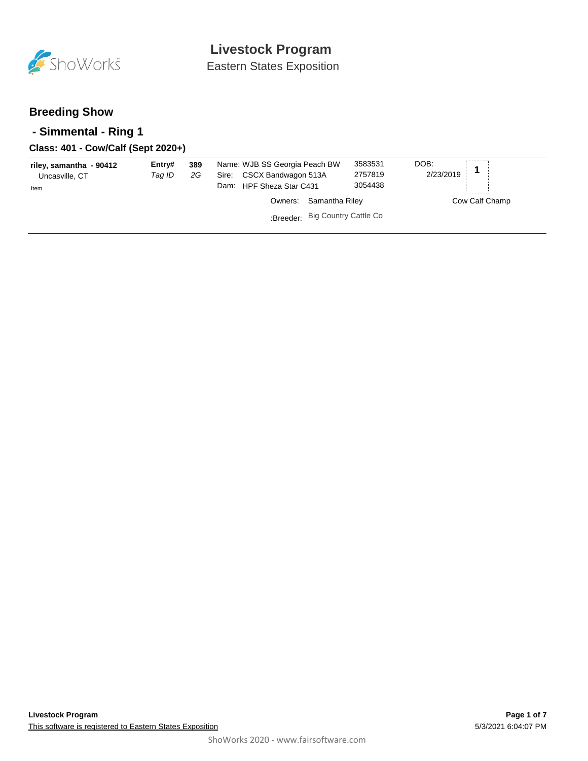# Livestock Program

Eastern States Exposition

## Breeding Show

### - Simmental - Ring 1

#### Class: 401 - Cow/Calf (Sept 2020+)

| Exhibitor | Entry# / Tag ID | | Animal | Reg # | DOB | Place |
|---|---|---|---|---|---|---|
| **riley, samantha - 90412**<br>Uncasville, CT<br>Item | **Entry#**<br>*Tag ID* | **389**<br>*2G* | Name: WJB SS Georgia Peach BW<br>Sire: CSCX Bandwagon 513A<br>Dam: HPF Sheza Star C431<br>Owners: Samantha Riley<br>:Breeder: Big Country Cattle Co | 3583531<br>2757819<br>3054438 | DOB:<br>2/23/2019 | **1**<br>Cow Calf Champ |

**Livestock Program**

This software is registered to Eastern States Exposition

5/3/2021 6:04:07 PM

ShoWorks 2020 - www.fairsoftware.com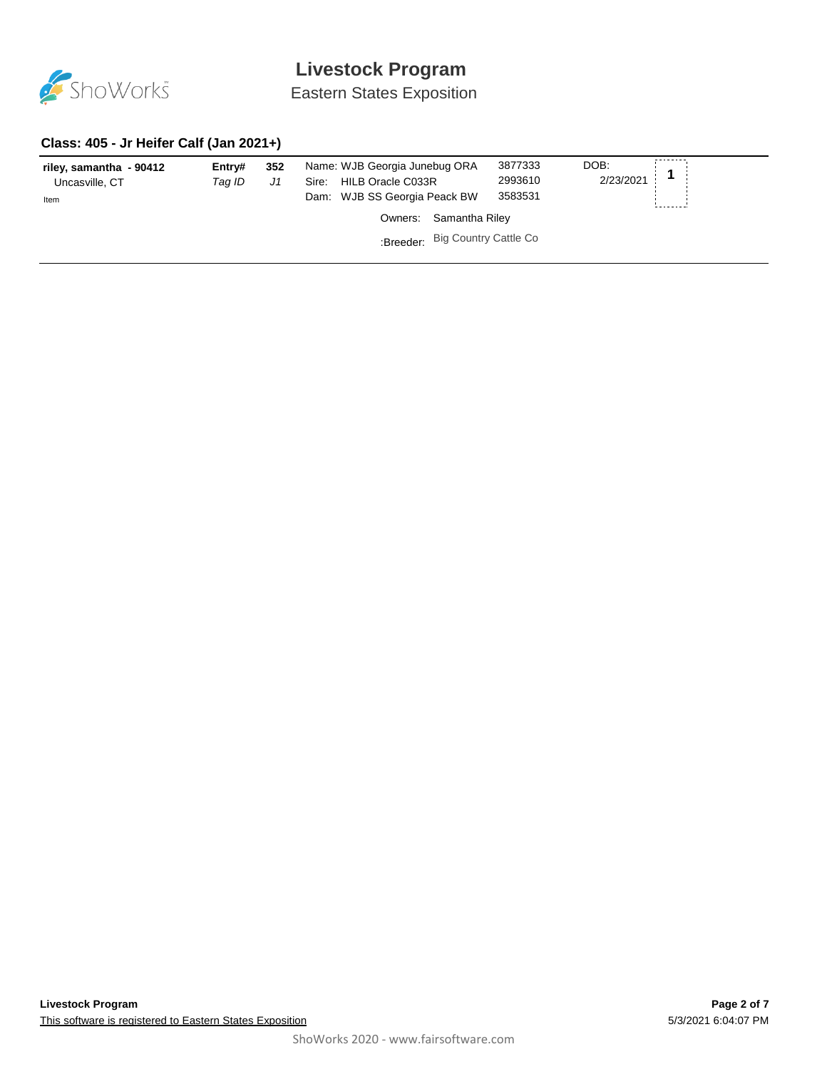# Livestock Program

Eastern States Exposition

### Class: 405 - Jr Heifer Calf (Jan 2021+)

| | | | | | | |
|---|---|---|---|---|---|---|
| **riley, samantha - 90412** | **Entry#** | **352** | Name: WJB Georgia Junebug ORA | 3877333 | DOB: | **1** |
| Uncasville, CT | *Tag ID* | *J1* | Sire: HILB Oracle C033R | 2993610 | 2/23/2021 | |
| Item | | | Dam: WJB SS Georgia Peack BW | 3583531 | | |
| | | | Owners: Samantha Riley | | | |
| | | | :Breeder: Big Country Cattle Co | | | |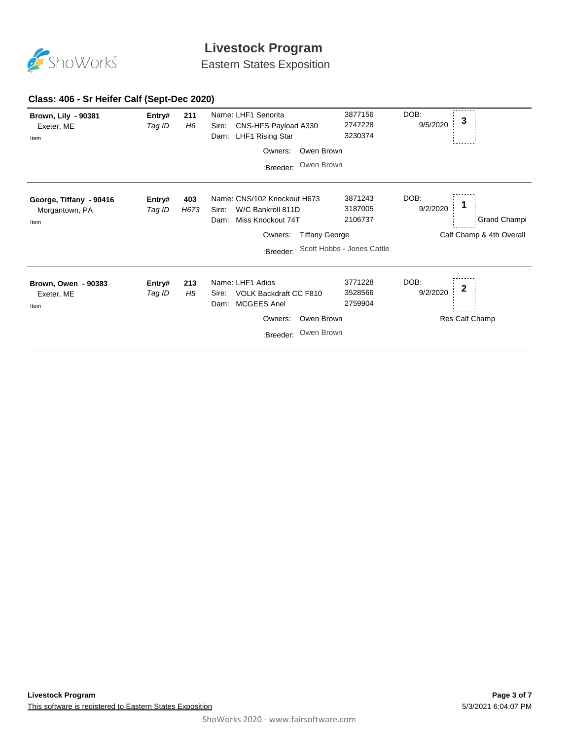# Livestock Program

Eastern States Exposition

### Class: 406 - Sr Heifer Calf (Sept-Dec 2020)

**Brown, Lily - 90381**
Exeter, ME
Item

**Entry#** 211
*Tag ID* *H6*

Name: LHF1 Senorita 3877156
Sire: CNS-HFS Payload A330 2747228
Dam: LHF1 Rising Star 3230374

Owners: Owen Brown
:Breeder: Owen Brown

DOB: 9/5/2020

**3**

---

**George, Tiffany - 90416**
Morgantown, PA
Item

**Entry#** 403
*Tag ID* *H673*

Name: CNS/102 Knockout H673 3871243
Sire: W/C Bankroll 811D 3187005
Dam: Miss Knockout 74T 2106737

Owners: Tiffany George
:Breeder: Scott Hobbs - Jones Cattle

DOB: 9/2/2020

**1**

Grand Champi
Calf Champ & 4th Overall

---

**Brown, Owen - 90383**
Exeter, ME
Item

**Entry#** 213
*Tag ID* *H5*

Name: LHF1 Adios 3771228
Sire: VOLK Backdraft CC F810 3528566
Dam: MCGEES Anel 2759904

Owners: Owen Brown
:Breeder: Owen Brown

DOB: 9/2/2020

**2**

Res Calf Champ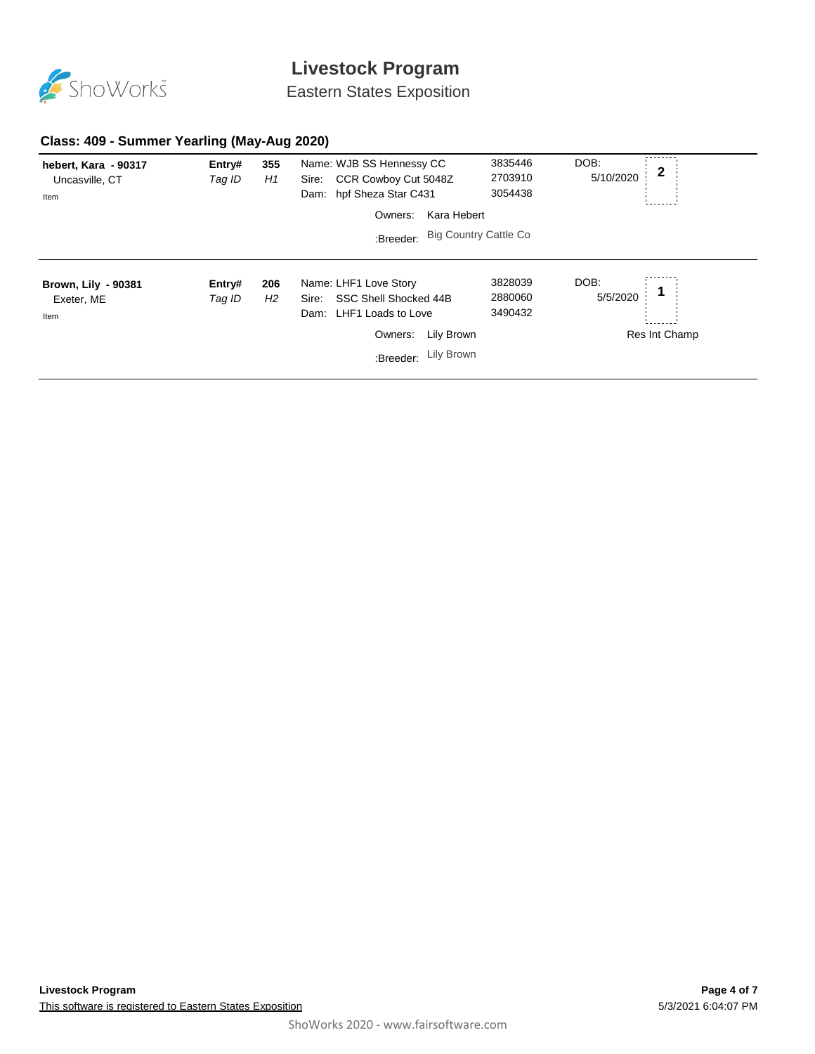# Livestock Program

Eastern States Exposition

## Class: 409 - Summer Yearling (May-Aug 2020)

**hebert, Kara - 90317**
Uncasville, CT
Item

**Entry#** 355 — *Tag ID* *H1*

Name: WJB SS Hennessy CC — 3835446
Sire: CCR Cowboy Cut 5048Z — 2703910
Dam: hpf Sheza Star C431 — 3054438

Owners: Kara Hebert
:Breeder: Big Country Cattle Co

DOB: 5/10/2020

Placing: **2**

---

**Brown, Lily - 90381**
Exeter, ME
Item

**Entry#** 206 — *Tag ID* *H2*

Name: LHF1 Love Story — 3828039
Sire: SSC Shell Shocked 44B — 2880060
Dam: LHF1 Loads to Love — 3490432

Owners: Lily Brown
:Breeder: Lily Brown

DOB: 5/5/2020

Placing: **1**

Res Int Champ

---

**Livestock Program**

This software is registered to Eastern States Exposition

5/3/2021 6:04:07 PM

ShoWorks 2020 - www.fairsoftware.com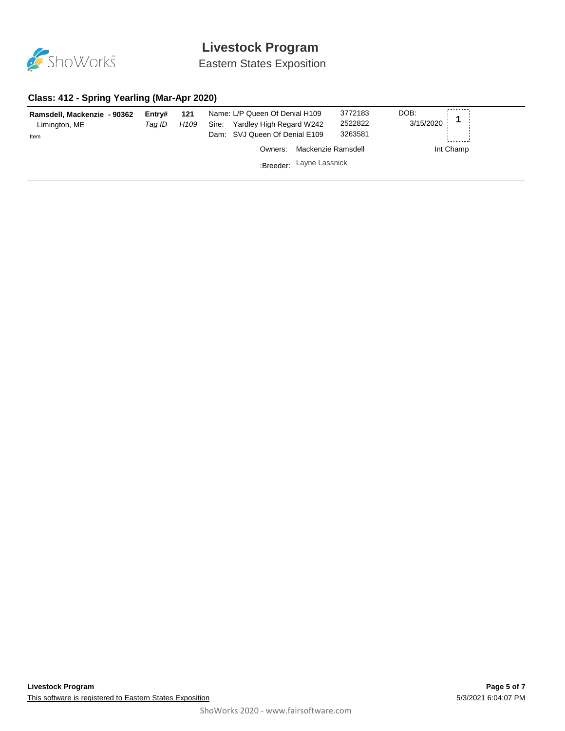# Livestock Program

Eastern States Exposition

## Class: 412 - Spring Yearling (Mar-Apr 2020)

| **Ramsdell, Mackenzie - 90362** | **Entry#** | **121** | Name: L/P Queen Of Denial H109 | 3772183 | DOB: | **1** |
|---|---|---|---|---|---|---|
| Limington, ME | *Tag ID* | *H109* | Sire: Yardley High Regard W242 | 2522822 | 3/15/2020 | |
| Item | | | Dam: SVJ Queen Of Denial E109 | 3263581 | | |
| | | | Owners: Mackenzie Ramsdell | | | Int Champ |
| | | | :Breeder: Layne Lassnick | | | |

This software is registered to Eastern States Exposition

5/3/2021 6:04:07 PM

ShoWorks 2020 - www.fairsoftware.com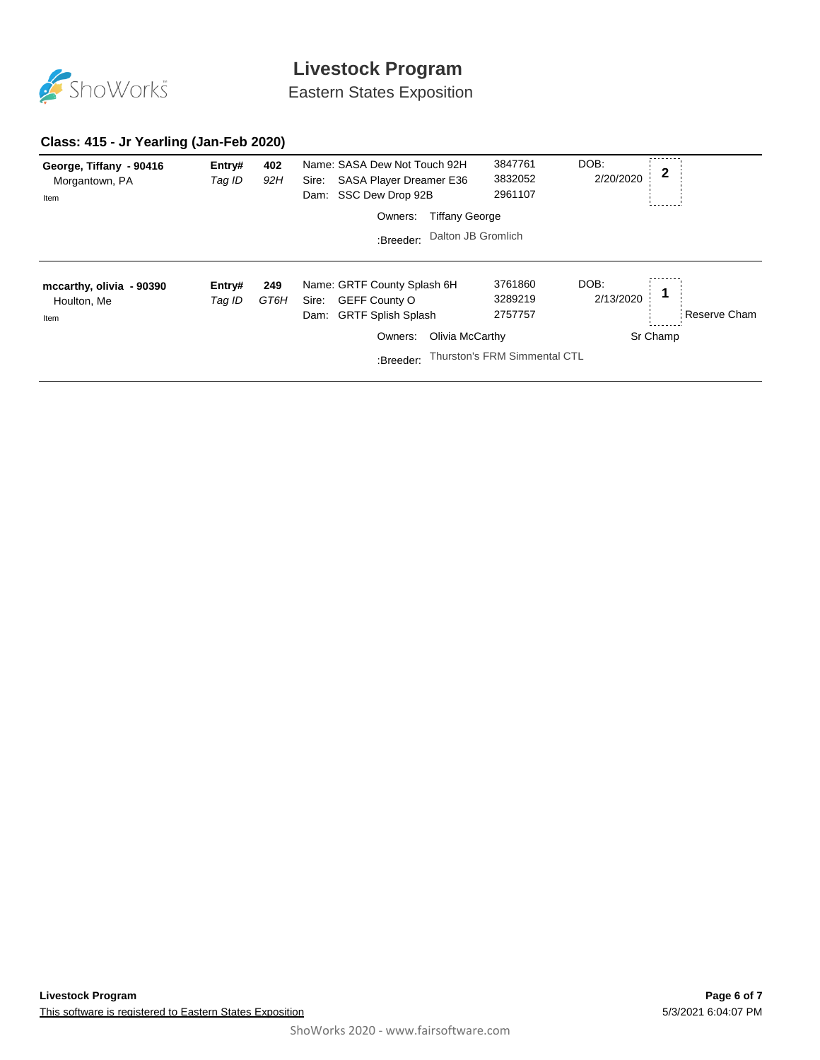# Livestock Program

## Eastern States Exposition

### Class: 415 - Jr Yearling (Jan-Feb 2020)

| Exhibitor | Entry# / Tag ID | | Animal | Reg # | DOB | Place | Award |
|---|---|---|---|---|---|---|---|
| **George, Tiffany - 90416**<br>Morgantown, PA<br>Item | **Entry#**<br>*Tag ID* | **402**<br>*92H* | Name: SASA Dew Not Touch 92H<br>Sire: SASA Player Dreamer E36<br>Dam: SSC Dew Drop 92B<br>Owners: Tiffany George<br>:Breeder: Dalton JB Gromlich | 3847761<br>3832052<br>2961107 | DOB:<br>2/20/2020 | **2** | |
| **mccarthy, olivia - 90390**<br>Houlton, Me<br>Item | **Entry#**<br>*Tag ID* | **249**<br>*GT6H* | Name: GRTF County Splash 6H<br>Sire: GEFF County O<br>Dam: GRTF Splish Splash<br>Owners: Olivia McCarthy<br>:Breeder: Thurston's FRM Simmental CTL | 3761860<br>3289219<br>2757757 | DOB:<br>2/13/2020 | **1** | Reserve Cham<br>Sr Champ |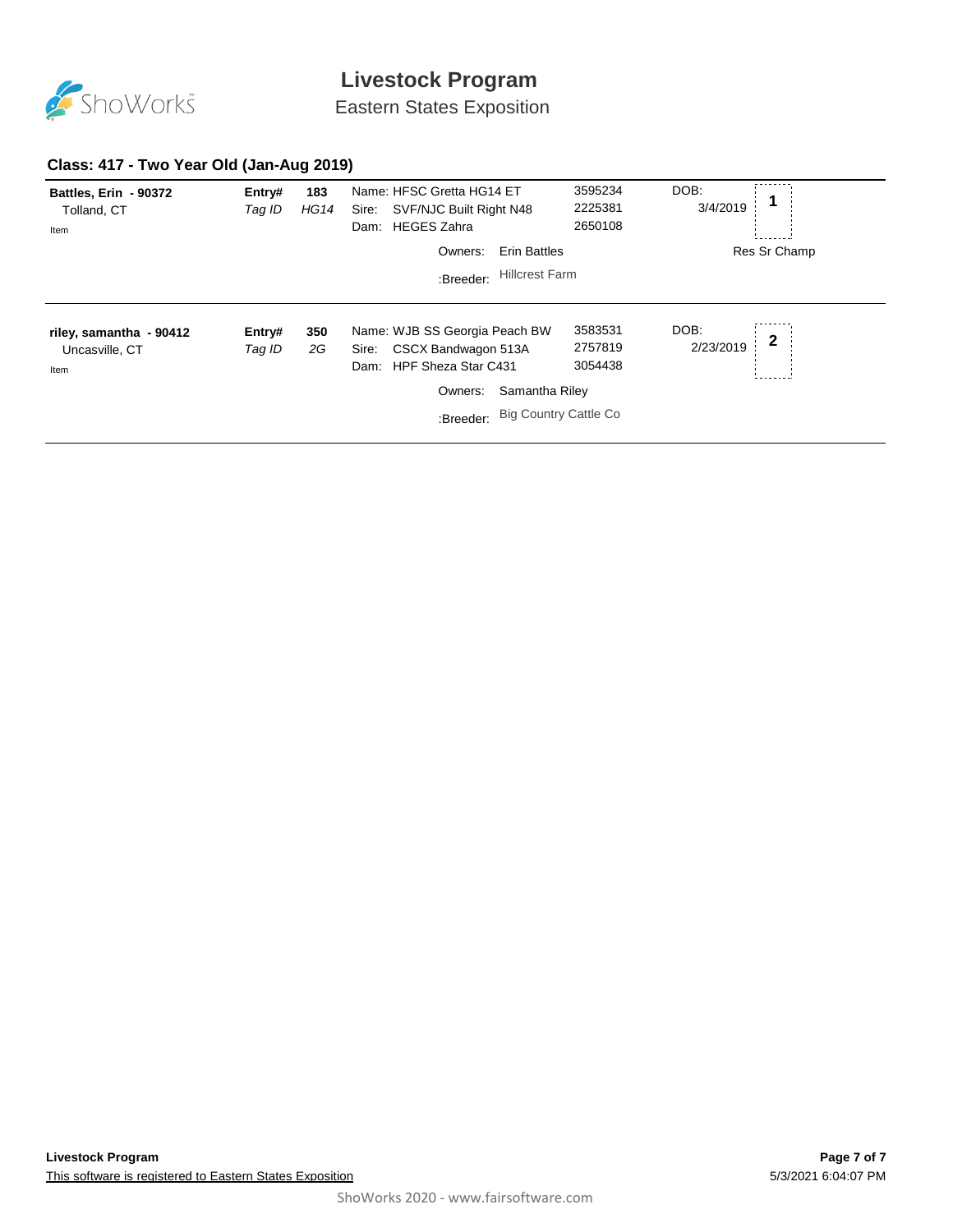## Class: 417 - Two Year Old (Jan-Aug 2019)

**Battles, Erin - 90372**
Tolland, CT
Item

**Entry#** 183
*Tag ID* *HG14*

Name: HFSC Gretta HG14 ET — 3595234
Sire: SVF/NJC Built Right N48 — 2225381
Dam: HEGES Zahra — 2650108

Owners: Erin Battles
:Breeder: Hillcrest Farm

DOB: 3/4/2019

**1**

Res Sr Champ

---

**riley, samantha - 90412**
Uncasville, CT
Item

**Entry#** 350
*Tag ID* *2G*

Name: WJB SS Georgia Peach BW — 3583531
Sire: CSCX Bandwagon 513A — 2757819
Dam: HPF Sheza Star C431 — 3054438

Owners: Samantha Riley
:Breeder: Big Country Cattle Co

DOB: 2/23/2019

**2**